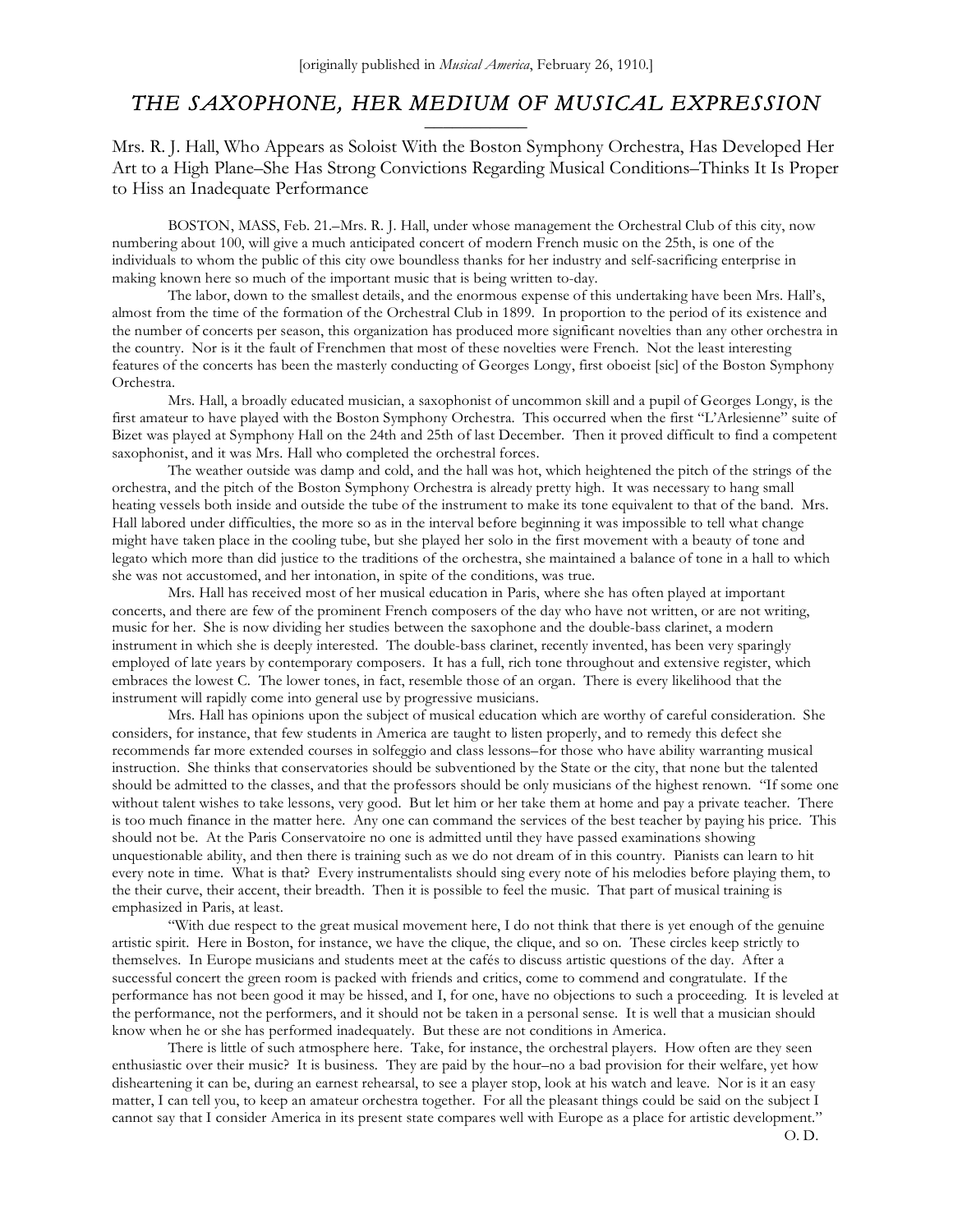[originally published in *Musical America*, February 26, 1910.]

# *THE SAXOPHONE, HER MEDIUM OF MUSICAL EXPRESSION*

## Mrs. R. J. Hall, Who Appears as Soloist With the Boston Symphony Orchestra, Has Developed Her Art to a High Plane–She Has Strong Convictions Regarding Musical Conditions–Thinks It Is Proper to Hiss an Inadequate Performance

BOSTON, MASS, Feb. 21.–Mrs. R. J. Hall, under whose management the Orchestral Club of this city, now numbering about 100, will give a much anticipated concert of modern French music on the 25th, is one of the individuals to whom the public of this city owe boundless thanks for her industry and self-sacrificing enterprise in making known here so much of the important music that is being written to-day.

The labor, down to the smallest details, and the enormous expense of this undertaking have been Mrs. Hall's, almost from the time of the formation of the Orchestral Club in 1899. In proportion to the period of its existence and the number of concerts per season, this organization has produced more significant novelties than any other orchestra in the country. Nor is it the fault of Frenchmen that most of these novelties were French. Not the least interesting features of the concerts has been the masterly conducting of Georges Longy, first oboeist [sic] of the Boston Symphony Orchestra.

Mrs. Hall, a broadly educated musician, a saxophonist of uncommon skill and a pupil of Georges Longy, is the first amateur to have played with the Boston Symphony Orchestra. This occurred when the first "L'Arlesienne" suite of Bizet was played at Symphony Hall on the 24th and 25th of last December. Then it proved difficult to find a competent saxophonist, and it was Mrs. Hall who completed the orchestral forces.

The weather outside was damp and cold, and the hall was hot, which heightened the pitch of the strings of the orchestra, and the pitch of the Boston Symphony Orchestra is already pretty high. It was necessary to hang small heating vessels both inside and outside the tube of the instrument to make its tone equivalent to that of the band. Mrs. Hall labored under difficulties, the more so as in the interval before beginning it was impossible to tell what change might have taken place in the cooling tube, but she played her solo in the first movement with a beauty of tone and legato which more than did justice to the traditions of the orchestra, she maintained a balance of tone in a hall to which she was not accustomed, and her intonation, in spite of the conditions, was true.

Mrs. Hall has received most of her musical education in Paris, where she has often played at important concerts, and there are few of the prominent French composers of the day who have not written, or are not writing, music for her. She is now dividing her studies between the saxophone and the double-bass clarinet, a modern instrument in which she is deeply interested. The double-bass clarinet, recently invented, has been very sparingly employed of late years by contemporary composers. It has a full, rich tone throughout and extensive register, which embraces the lowest C. The lower tones, in fact, resemble those of an organ. There is every likelihood that the instrument will rapidly come into general use by progressive musicians.

Mrs. Hall has opinions upon the subject of musical education which are worthy of careful consideration. She considers, for instance, that few students in America are taught to listen properly, and to remedy this defect she recommends far more extended courses in solfeggio and class lessons–for those who have ability warranting musical instruction. She thinks that conservatories should be subventioned by the State or the city, that none but the talented should be admitted to the classes, and that the professors should be only musicians of the highest renown. "If some one without talent wishes to take lessons, very good. But let him or her take them at home and pay a private teacher. There is too much finance in the matter here. Any one can command the services of the best teacher by paying his price. This should not be. At the Paris Conservatoire no one is admitted until they have passed examinations showing unquestionable ability, and then there is training such as we do not dream of in this country. Pianists can learn to hit every note in time. What is that? Every instrumentalists should sing every note of his melodies before playing them, to the their curve, their accent, their breadth. Then it is possible to feel the music. That part of musical training is emphasized in Paris, at least.

"With due respect to the great musical movement here, I do not think that there is yet enough of the genuine artistic spirit. Here in Boston, for instance, we have the clique, the clique, and so on. These circles keep strictly to themselves. In Europe musicians and students meet at the cafés to discuss artistic questions of the day. After a successful concert the green room is packed with friends and critics, come to commend and congratulate. If the performance has not been good it may be hissed, and I, for one, have no objections to such a proceeding. It is leveled at the performance, not the performers, and it should not be taken in a personal sense. It is well that a musician should know when he or she has performed inadequately. But these are not conditions in America.

There is little of such atmosphere here. Take, for instance, the orchestral players. How often are they seen enthusiastic over their music? It is business. They are paid by the hour–no a bad provision for their welfare, yet how disheartening it can be, during an earnest rehearsal, to see a player stop, look at his watch and leave. Nor is it an easy matter, I can tell you, to keep an amateur orchestra together. For all the pleasant things could be said on the subject I cannot say that I consider America in its present state compares well with Europe as a place for artistic development."

O. D.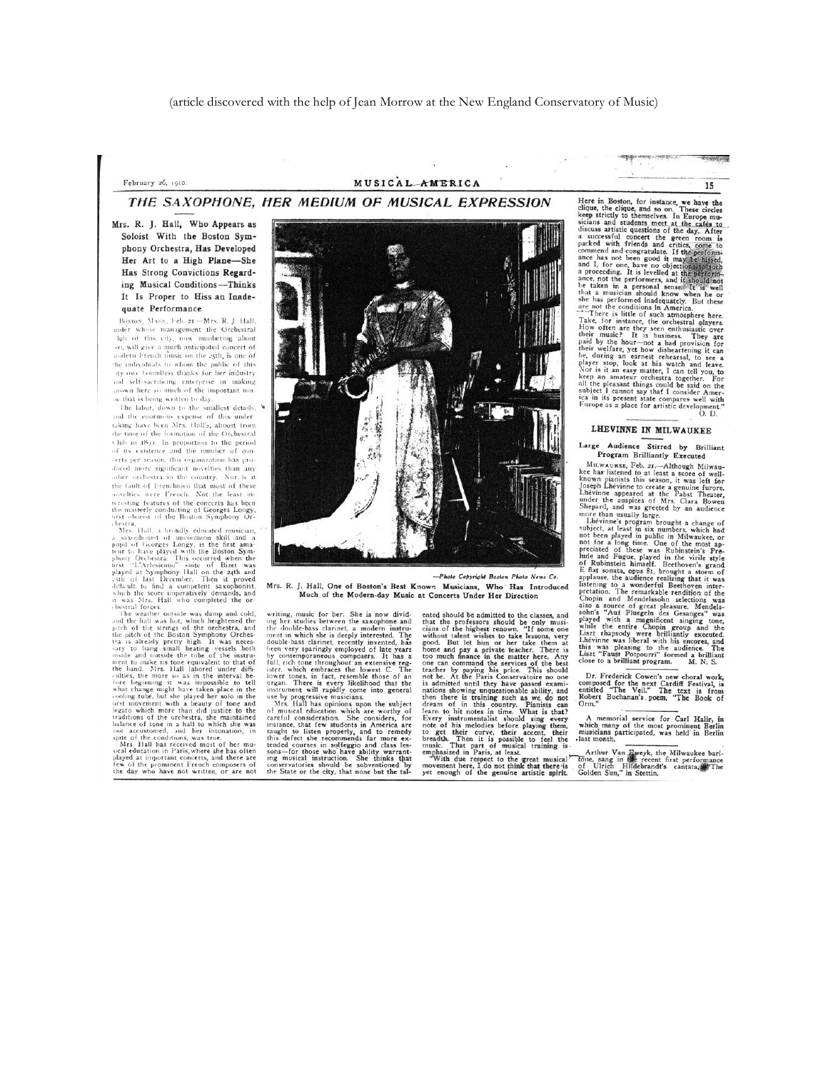(article discovered with the help of Jean Morrow at the New England Conservatory of Music)

February 26, 1910. MUSICAL AMERICA

# THE SAXOPHONE, HER MEDIUM OF MUSICAL EXPRESSION

## Mrs. R. J. Hall, Who Appears as Soloist With the Boston Symphony Orchestra, Has Developed Her Art to a High Plane—She Has Strong Convictions Regarding Musical Conditions—Thinks It Is Proper to Hiss an Inadequate Performance

Boston, Mass., Feb. 21.—Mrs. R. J. Hall, under whose management the Orchestral Club of this city, now numbering about 100, will give a much anticipated concert of modern French music on the 25th, is one of the individuals to whom the public of this city owe boundless thanks for her industry and self-sacrificing enterprise in making known here so much of the important music that is being written to-day.

The labor, down to the smallest details, and the enormous expense of this undertaking have been Mrs. Hall's, almost from the time of the formation of the Orchestral Club in 1893. In proportion to the period of its existence and the number of concerts per season, this organization has produced more significant novelties than any other orchestra in the country. Nor is it the fault of Frenchmen that most of these novelties were French. Not the least interesting features of the concerts has been the masterly conducting of Georges Longy, first oboeist of the Boston Symphony Orchestra.

Mrs. Hall, a broadly educated musician, a saxophonist of uncommon skill and a pupil of Georges Longy, is the first amateur to have played with the Boston Symphony Orchestra. This occurred when the first "L'Arlesienne" suite of Bizet was played at Symphony Hall on the 24th and 25th of last December. Then it proved difficult to find a competent saxophonist, which the score imperatively demands, and it was Mrs. Hall who completed the orchestral forces.

The weather outside was damp and cold, and the hall was hot, which heightened the pitch of the strings of the orchestra, and the pitch of the Boston Symphony Orchestra is already pretty high. It was necessary to hang small heating vessels both inside and outside the tube of the instrument to make its tone equivalent to that of the band. Mrs. Hall labored under difficulties, the more so as in the interval before beginning it was impossible to tell what change might have taken place in the cooling tube, but she played her solo in the first movement with a beauty of tone and legato which more than did justice to the traditions of the orchestra, she maintained balance of tone in a hall to which she was not accustomed, and her intonation, in spite of the conditions, was true.

Mrs. Hall has received most of her musical education in Paris, where she has often played at important concerts, and there are few of the prominent French composers of the day who have not written, or are not writing, music for her. She is now dividing her studies between the saxophone and the double-bass clarinet, a modern instrument in which she is deeply interested. The double-bass clarinet, recently invented, has been very sparingly employed of late years by contemporaneous composers. It has a full, rich tone throughout an extensive register, which embraces the lowest C. The lower tones, in fact, resemble those of an organ. There is every likelihood that the instrument will rapidly come into general use by progressive musicians.

Mrs. Hall has opinions upon the subject of musical education which are worthy of careful consideration. She considers, for instance, that few students in America are taught to listen properly, and to remedy this defect she recommends far more extended courses in solfeggio and class lessons—for those who have ability warranting musical instruction. She thinks that conservatories should be subventioned by the State or the city, that none but the talented should be admitted to the classes, and that the professors should be only musicians of the highest renown. "If some one without talent wishes to take lessons, very good. But let him or her take them at home and pay a private teacher. There is too much finance in the matter here. Any one can command the services of the best teacher by paying his price. This should not be. At the Paris Conservatoire no one is admitted until they have passed examinations showing unquestionable ability, and then there is training such as we do not dream of in this country. Pianists can learn to hit notes in time. What is that? Every instrumentalist should sing every note of his melodies before playing them, to get their curve, their accent, their breadth. Then it is possible to feel the music. That part of musical training is emphasized in Paris, at least.

"With due respect to the great musical movement here, I do not think that there is yet enough of the genuine artistic spirit. Here in Boston, for instance, we have the clique, the clique, and so on. These circles keep strictly to themselves. In Europe musicians and students meet at the cafés to discuss artistic questions of the day. After a successful concert the green room is packed with friends and critics, come to commend and congratulate. If the performance has not been good it may be hissed, and I, for one, have no objections to such a proceeding. It is levelled at the performance, not the performers, and it should not be taken in a personal sense. It is well that a musician should know when he or she has performed inadequately. But these are not the conditions in America.

"There is little of such atmosphere here. Take, for instance, the orchestral players. How often are they seen enthusiastic over their music? It is business. They are paid by the hour—not a bad provision for their welfare, yet how disheartening it can be, during an earnest rehearsal, to see a player stop, look at his watch and leave. Nor is it an easy matter, I can tell you, to keep an amateur orchestra together. For all the pleasant things could be said on the subject I cannot say that I consider America in its present state compares well with Europe as a place for artistic development."

O. D.

—*Photo Copyright Boston Photo News Co.*

Mrs. R. J. Hall, One of Boston's Best Known Musicians, Who Has Introduced Much of the Modern-day Music at Concerts Under Her Direction

## LHEVINNE IN MILWAUKEE

### Large Audience Stirred by Brilliant Program Brilliantly Executed

Milwaukee, Feb. 21.—Although Milwaukee has listened to at least a score of well-known pianists this season, it was left for Joseph Lhévinne to create a genuine furore. Lhévinne appeared at the Pabst Theater, under the auspices of Mrs. Clara Bowen Shepard, and was greeted by an audience more than usually large.

Lhévinne's program brought a change of subject, at least in six numbers, which had not been played in public in Milwaukee, or not for a long time. One of the most appreciated of these was Rubinstein's Prelude and Fugue, played in the virile style of Rubinstein himself. Beethoven's grand E flat sonata, opus 81, brought a storm of applause, the audience realizing that it was listening to a wonderful Beethoven interpretation. The remarkable rendition of the Chopin and Mendelssohn selections was also a source of great pleasure. Mendelssohn's "Auf Fluegeln des Gesanges" was played with a magnificent singing tone, while the entire Chopin group and the Liszt rhapsody were brilliantly executed. Lhévinne was liberal with his encores, and this was pleasing to the audience. The Liszt "Faust Potpourri" formed a brilliant close to a brilliant program.

M. N. S.

Dr. Frederick Cowen's new choral work, composed for the next Cardiff Festival, is entitled "The Veil." The text is from Robert Buchanan's poem, "The Book of Orm."

A memorial service for Carl Halir, in which many of the most prominent Berlin musicians participated, was held in Berlin last month.

Arthur Van Eweyk, the Milwaukee baritone, sang in the recent first performance of Ulrich Hildebrandt's cantata, "The Golden Sun," in Stettin.